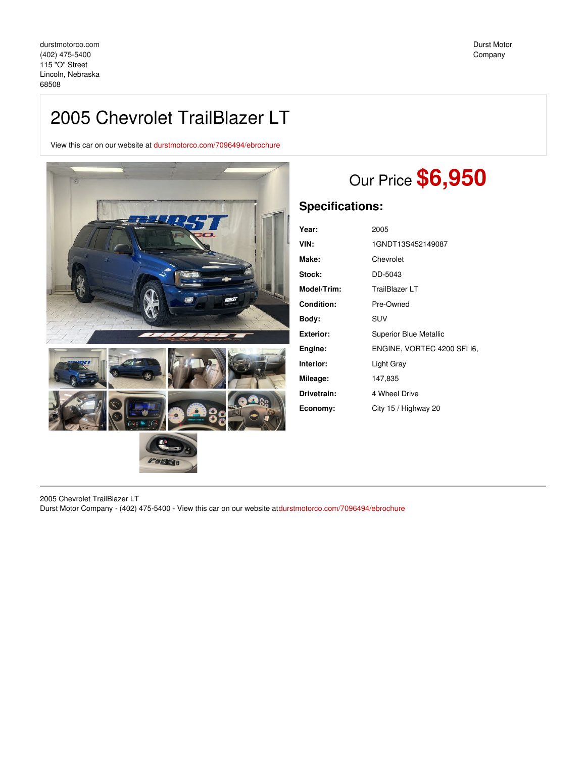durstmotorco.com
(402) 475-5400
115 "O" Street
Lincoln, Nebraska
68508

Durst Motor Company

# 2005 Chevrolet TrailBlazer LT

View this car on our website at durstmotorco.com/7096494/ebrochure

Our Price **$6,950**

## Specifications:

| | |
|---|---|
| **Year:** | 2005 |
| **VIN:** | 1GNDT13S452149087 |
| **Make:** | Chevrolet |
| **Stock:** | DD-5043 |
| **Model/Trim:** | TrailBlazer LT |
| **Condition:** | Pre-Owned |
| **Body:** | SUV |
| **Exterior:** | Superior Blue Metallic |
| **Engine:** | ENGINE, VORTEC 4200 SFI I6, |
| **Interior:** | Light Gray |
| **Mileage:** | 147,835 |
| **Drivetrain:** | 4 Wheel Drive |
| **Economy:** | City 15 / Highway 20 |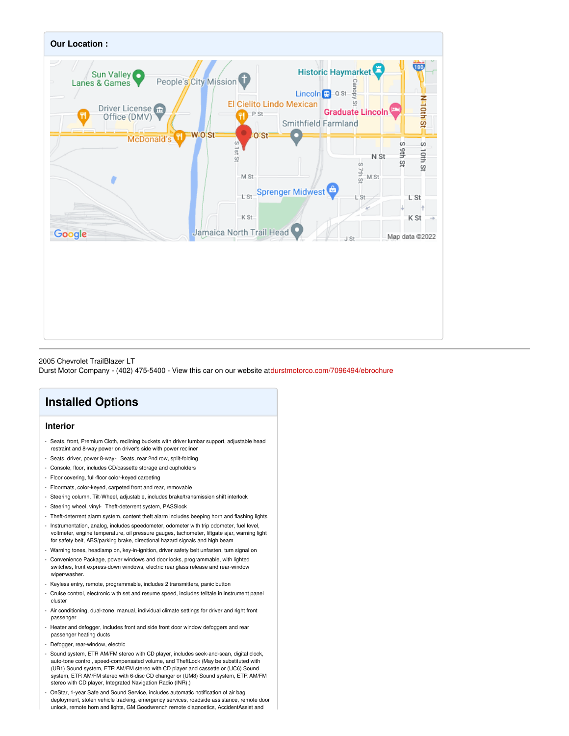**Our Location :**

2005 Chevrolet TrailBlazer LT
Durst Motor Company - (402) 475-5400 - View this car on our website at durstmotorco.com/7096494/ebrochure

## Installed Options

### Interior

- Seats, front, Premium Cloth, reclining buckets with driver lumbar support, adjustable head restraint and 8-way power on driver's side with power recliner
- Seats, driver, power 8-way- Seats, rear 2nd row, split-folding
- Console, floor, includes CD/cassette storage and cupholders
- Floor covering, full-floor color-keyed carpeting
- Floormats, color-keyed, carpeted front and rear, removable
- Steering column, Tilt-Wheel, adjustable, includes brake/transmission shift interlock
- Steering wheel, vinyl- Theft-deterrent system, PASSlock
- Theft-deterrent alarm system, content theft alarm includes beeping horn and flashing lights
- Instrumentation, analog, includes speedometer, odometer with trip odometer, fuel level, voltmeter, engine temperature, oil pressure gauges, tachometer, liftgate ajar, warning light for safety belt, ABS/parking brake, directional hazard signals and high beam
- Warning tones, headlamp on, key-in-ignition, driver safety belt unfasten, turn signal on
- Convenience Package, power windows and door locks, programmable, with lighted switches, front express-down windows, electric rear glass release and rear-window wiper/washer.
- Keyless entry, remote, programmable, includes 2 transmitters, panic button
- Cruise control, electronic with set and resume speed, includes telltale in instrument panel cluster
- Air conditioning, dual-zone, manual, individual climate settings for driver and right front passenger
- Heater and defogger, includes front and side front door window defoggers and rear passenger heating ducts
- Defogger, rear-window, electric
- Sound system, ETR AM/FM stereo with CD player, includes seek-and-scan, digital clock, auto-tone control, speed-compensated volume, and TheftLock (May be substituted with (UB1) Sound system, ETR AM/FM stereo with CD player and cassette or (UC6) Sound system, ETR AM/FM stereo with 6-disc CD changer or (UM8) Sound system, ETR AM/FM stereo with CD player, Integrated Navigation Radio (INR).)
- OnStar, 1-year Safe and Sound Service, includes automatic notification of air bag deployment, stolen vehicle tracking, emergency services, roadside assistance, remote door unlock, remote horn and lights, GM Goodwrench remote diagnostics, AccidentAssist and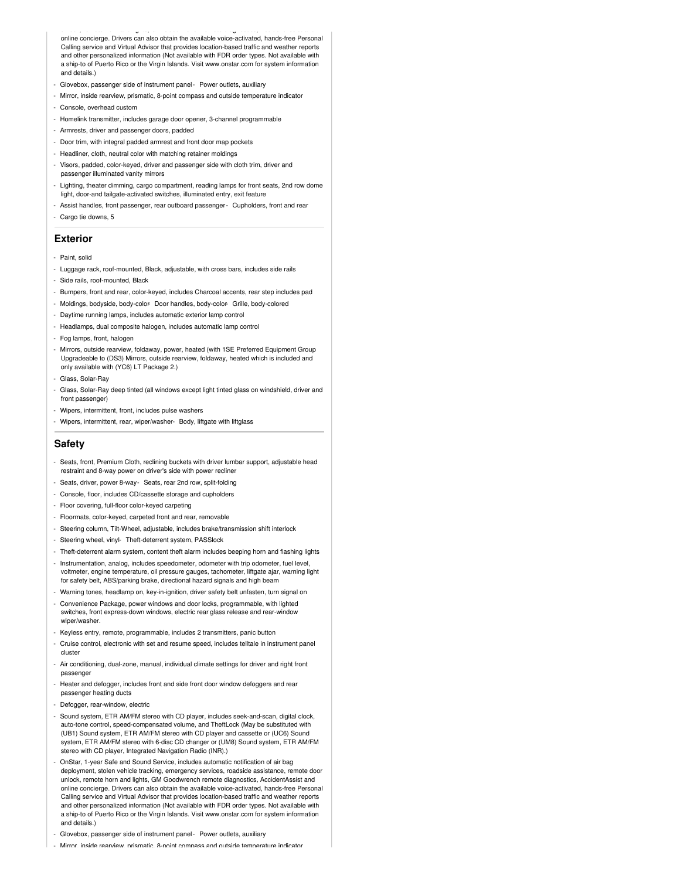online concierge. Drivers can also obtain the available voice-activated, hands-free Personal Calling service and Virtual Advisor that provides location-based traffic and weather reports and other personalized information (Not available with FDR order types. Not available with a ship-to of Puerto Rico or the Virgin Islands. Visit www.onstar.com for system information and details.)

- Glovebox, passenger side of instrument panel
- Power outlets, auxiliary
- Mirror, inside rearview, prismatic, 8-point compass and outside temperature indicator
- Console, overhead custom
- Homelink transmitter, includes garage door opener, 3-channel programmable
- Armrests, driver and passenger doors, padded
- Door trim, with integral padded armrest and front door map pockets
- Headliner, cloth, neutral color with matching retainer moldings
- Visors, padded, color-keyed, driver and passenger side with cloth trim, driver and passenger illuminated vanity mirrors
- Lighting, theater dimming, cargo compartment, reading lamps for front seats, 2nd row dome light, door-and tailgate-activated switches, illuminated entry, exit feature
- Assist handles, front passenger, rear outboard passenger
- Cupholders, front and rear
- Cargo tie downs, 5

## Exterior

- Paint, solid
- Luggage rack, roof-mounted, Black, adjustable, with cross bars, includes side rails
- Side rails, roof-mounted, Black
- Bumpers, front and rear, color-keyed, includes Charcoal accents, rear step includes pad
- Moldings, bodyside, body-color
- Door handles, body-color
- Grille, body-colored
- Daytime running lamps, includes automatic exterior lamp control
- Headlamps, dual composite halogen, includes automatic lamp control
- Fog lamps, front, halogen
- Mirrors, outside rearview, foldaway, power, heated (with 1SE Preferred Equipment Group Upgradeable to (DS3) Mirrors, outside rearview, foldaway, heated which is included and only available with (YC6) LT Package 2.)
- Glass, Solar-Ray
- Glass, Solar-Ray deep tinted (all windows except light tinted glass on windshield, driver and front passenger)
- Wipers, intermittent, front, includes pulse washers
- Wipers, intermittent, rear, wiper/washer
- Body, liftgate with liftglass

## Safety

- Seats, front, Premium Cloth, reclining buckets with driver lumbar support, adjustable head restraint and 8-way power on driver's side with power recliner
- Seats, driver, power 8-way
- Seats, rear 2nd row, split-folding
- Console, floor, includes CD/cassette storage and cupholders
- Floor covering, full-floor color-keyed carpeting
- Floormats, color-keyed, carpeted front and rear, removable
- Steering column, Tilt-Wheel, adjustable, includes brake/transmission shift interlock
- Steering wheel, vinyl
- Theft-deterrent system, PASSlock
- Theft-deterrent alarm system, content theft alarm includes beeping horn and flashing lights
- Instrumentation, analog, includes speedometer, odometer with trip odometer, fuel level, voltmeter, engine temperature, oil pressure gauges, tachometer, liftgate ajar, warning light for safety belt, ABS/parking brake, directional hazard signals and high beam
- Warning tones, headlamp on, key-in-ignition, driver safety belt unfasten, turn signal on
- Convenience Package, power windows and door locks, programmable, with lighted switches, front express-down windows, electric rear glass release and rear-window wiper/washer.
- Keyless entry, remote, programmable, includes 2 transmitters, panic button
- Cruise control, electronic with set and resume speed, includes telltale in instrument panel cluster
- Air conditioning, dual-zone, manual, individual climate settings for driver and right front passenger
- Heater and defogger, includes front and side front door window defoggers and rear passenger heating ducts
- Defogger, rear-window, electric
- Sound system, ETR AM/FM stereo with CD player, includes seek-and-scan, digital clock, auto-tone control, speed-compensated volume, and TheftLock (May be substituted with (UB1) Sound system, ETR AM/FM stereo with CD player and cassette or (UC6) Sound system, ETR AM/FM stereo with 6-disc CD changer or (UM8) Sound system, ETR AM/FM stereo with CD player, Integrated Navigation Radio (INR).)
- OnStar, 1-year Safe and Sound Service, includes automatic notification of air bag deployment, stolen vehicle tracking, emergency services, roadside assistance, remote door unlock, remote horn and lights, GM Goodwrench remote diagnostics, AccidentAssist and online concierge. Drivers can also obtain the available voice-activated, hands-free Personal Calling service and Virtual Advisor that provides location-based traffic and weather reports and other personalized information (Not available with FDR order types. Not available with a ship-to of Puerto Rico or the Virgin Islands. Visit www.onstar.com for system information and details.)
- Glovebox, passenger side of instrument panel
- Power outlets, auxiliary
- Mirror, inside rearview, prismatic, 8-point compass and outside temperature indicator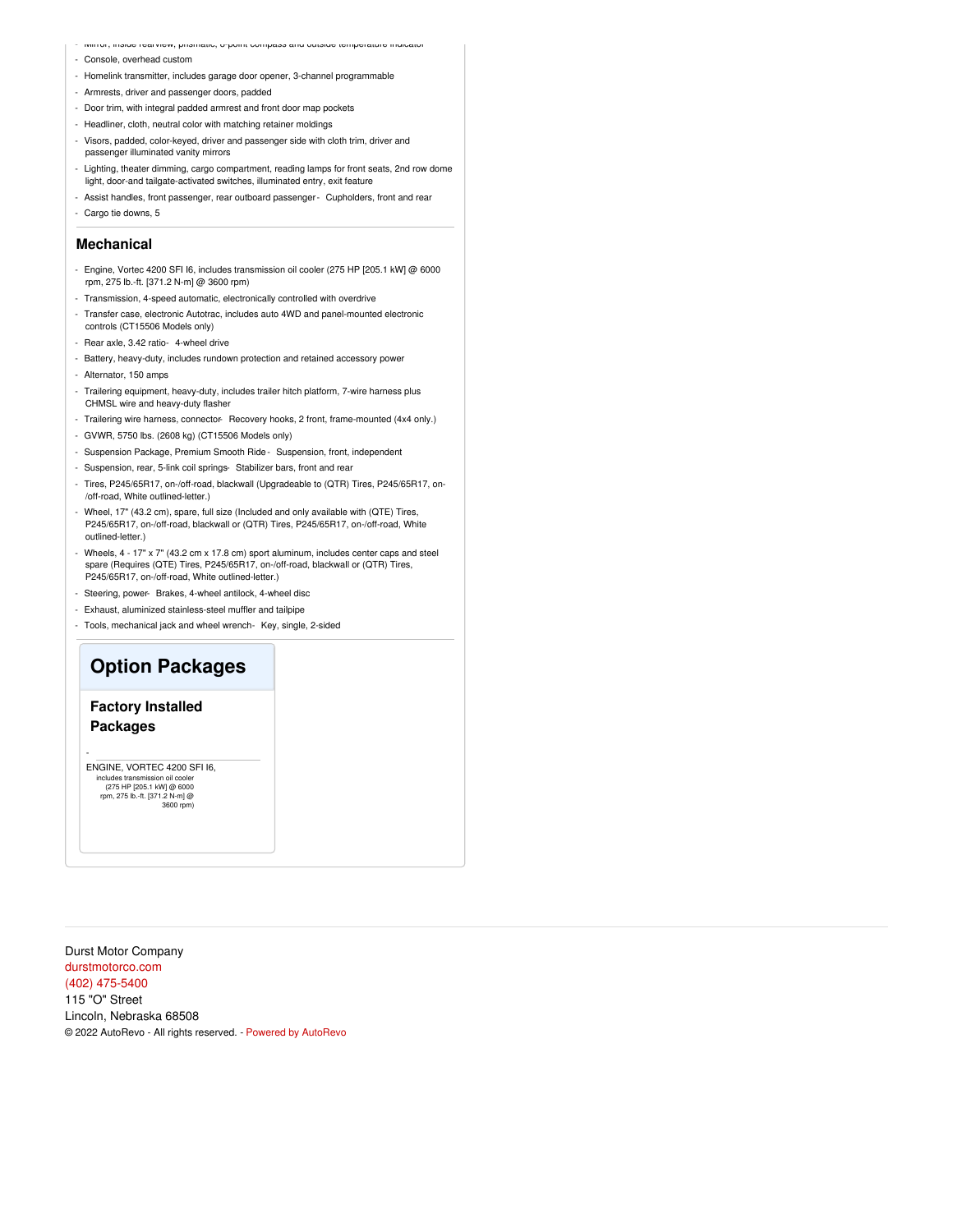- Mirror, inside rearview, prismatic, 8-point compass and outside temperature indicator
- Console, overhead custom
- Homelink transmitter, includes garage door opener, 3-channel programmable
- Armrests, driver and passenger doors, padded
- Door trim, with integral padded armrest and front door map pockets
- Headliner, cloth, neutral color with matching retainer moldings
- Visors, padded, color-keyed, driver and passenger side with cloth trim, driver and passenger illuminated vanity mirrors
- Lighting, theater dimming, cargo compartment, reading lamps for front seats, 2nd row dome light, door-and tailgate-activated switches, illuminated entry, exit feature
- Assist handles, front passenger, rear outboard passenger
- Cupholders, front and rear
- Cargo tie downs, 5

## Mechanical

- Engine, Vortec 4200 SFI I6, includes transmission oil cooler (275 HP [205.1 kW] @ 6000 rpm, 275 lb.-ft. [371.2 N-m] @ 3600 rpm)
- Transmission, 4-speed automatic, electronically controlled with overdrive
- Transfer case, electronic Autotrac, includes auto 4WD and panel-mounted electronic controls (CT15506 Models only)
- Rear axle, 3.42 ratio
- 4-wheel drive
- Battery, heavy-duty, includes rundown protection and retained accessory power
- Alternator, 150 amps
- Trailering equipment, heavy-duty, includes trailer hitch platform, 7-wire harness plus CHMSL wire and heavy-duty flasher
- Trailering wire harness, connector
- Recovery hooks, 2 front, frame-mounted (4x4 only.)
- GVWR, 5750 lbs. (2608 kg) (CT15506 Models only)
- Suspension Package, Premium Smooth Ride
- Suspension, front, independent
- Suspension, rear, 5-link coil springs
- Stabilizer bars, front and rear
- Tires, P245/65R17, on-/off-road, blackwall (Upgradeable to (QTR) Tires, P245/65R17, on-/off-road, White outlined-letter.)
- Wheel, 17" (43.2 cm), spare, full size (Included and only available with (QTE) Tires, P245/65R17, on-/off-road, blackwall or (QTR) Tires, P245/65R17, on-/off-road, White outlined-letter.)
- Wheels, 4 - 17" x 7" (43.2 cm x 17.8 cm) sport aluminum, includes center caps and steel spare (Requires (QTE) Tires, P245/65R17, on-/off-road, blackwall or (QTR) Tires, P245/65R17, on-/off-road, White outlined-letter.)
- Steering, power
- Brakes, 4-wheel antilock, 4-wheel disc
- Exhaust, aluminized stainless-steel muffler and tailpipe
- Tools, mechanical jack and wheel wrench
- Key, single, 2-sided

# Option Packages

### Factory Installed Packages

-

ENGINE, VORTEC 4200 SFI I6, includes transmission oil cooler (275 HP [205.1 kW] @ 6000 rpm, 275 lb.-ft. [371.2 N-m] @ 3600 rpm)

Durst Motor Company
durstmotorco.com
(402) 475-5400
115 "O" Street
Lincoln, Nebraska 68508
© 2022 AutoRevo - All rights reserved. - Powered by AutoRevo